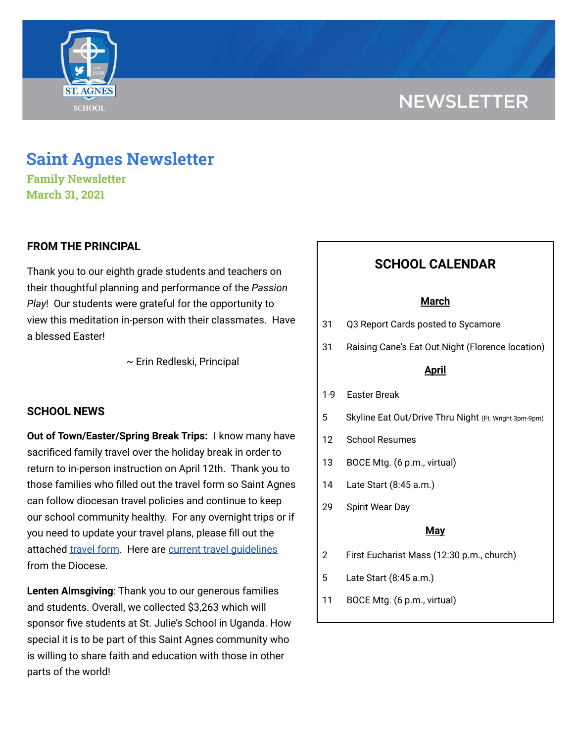NEWSLETTER

# Saint Agnes Newsletter

**Family Newsletter**
**March 31, 2021**

## FROM THE PRINCIPAL

Thank you to our eighth grade students and teachers on their thoughtful planning and performance of the *Passion Play*! Our students were grateful for the opportunity to view this meditation in-person with their classmates. Have a blessed Easter!

~ Erin Redleski, Principal

## SCHOOL NEWS

**Out of Town/Easter/Spring Break Trips:** I know many have sacrificed family travel over the holiday break in order to return to in-person instruction on April 12th. Thank you to those families who filled out the travel form so Saint Agnes can follow diocesan travel policies and continue to keep our school community healthy. For any overnight trips or if you need to update your travel plans, please fill out the attached travel form. Here are current travel guidelines from the Diocese.

**Lenten Almsgiving**: Thank you to our generous families and students. Overall, we collected $3,263 which will sponsor five students at St. Julie's School in Uganda. How special it is to be part of this Saint Agnes community who is willing to share faith and education with those in other parts of the world!

## SCHOOL CALENDAR

**March**

| | |
|---|---|
| 31 | Q3 Report Cards posted to Sycamore |
| 31 | Raising Cane's Eat Out Night (Florence location) |

**April**

| | |
|---|---|
| 1-9 | Easter Break |
| 5 | Skyline Eat Out/Drive Thru Night (Ft. Wright 3pm-9pm) |
| 12 | School Resumes |
| 13 | BOCE Mtg. (6 p.m., virtual) |
| 14 | Late Start (8:45 a.m.) |
| 29 | Spirit Wear Day |

**May**

| | |
|---|---|
| 2 | First Eucharist Mass (12:30 p.m., church) |
| 5 | Late Start (8:45 a.m.) |
| 11 | BOCE Mtg. (6 p.m., virtual) |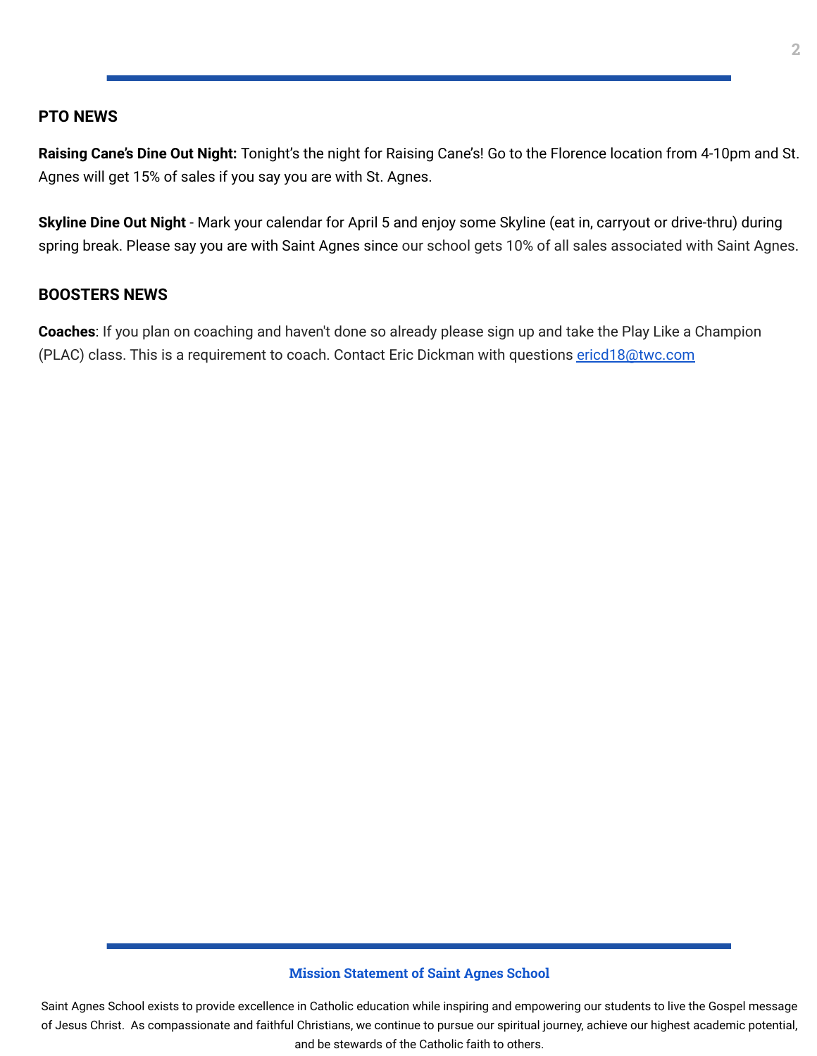## PTO NEWS

**Raising Cane's Dine Out Night:** Tonight's the night for Raising Cane's! Go to the Florence location from 4-10pm and St. Agnes will get 15% of sales if you say you are with St. Agnes.

**Skyline Dine Out Night** - Mark your calendar for April 5 and enjoy some Skyline (eat in, carryout or drive-thru) during spring break. Please say you are with Saint Agnes since our school gets 10% of all sales associated with Saint Agnes.

## BOOSTERS NEWS

**Coaches**: If you plan on coaching and haven't done so already please sign up and take the Play Like a Champion (PLAC) class. This is a requirement to coach. Contact Eric Dickman with questions ericd18@twc.com

### Mission Statement of Saint Agnes School

Saint Agnes School exists to provide excellence in Catholic education while inspiring and empowering our students to live the Gospel message of Jesus Christ. As compassionate and faithful Christians, we continue to pursue our spiritual journey, achieve our highest academic potential, and be stewards of the Catholic faith to others.